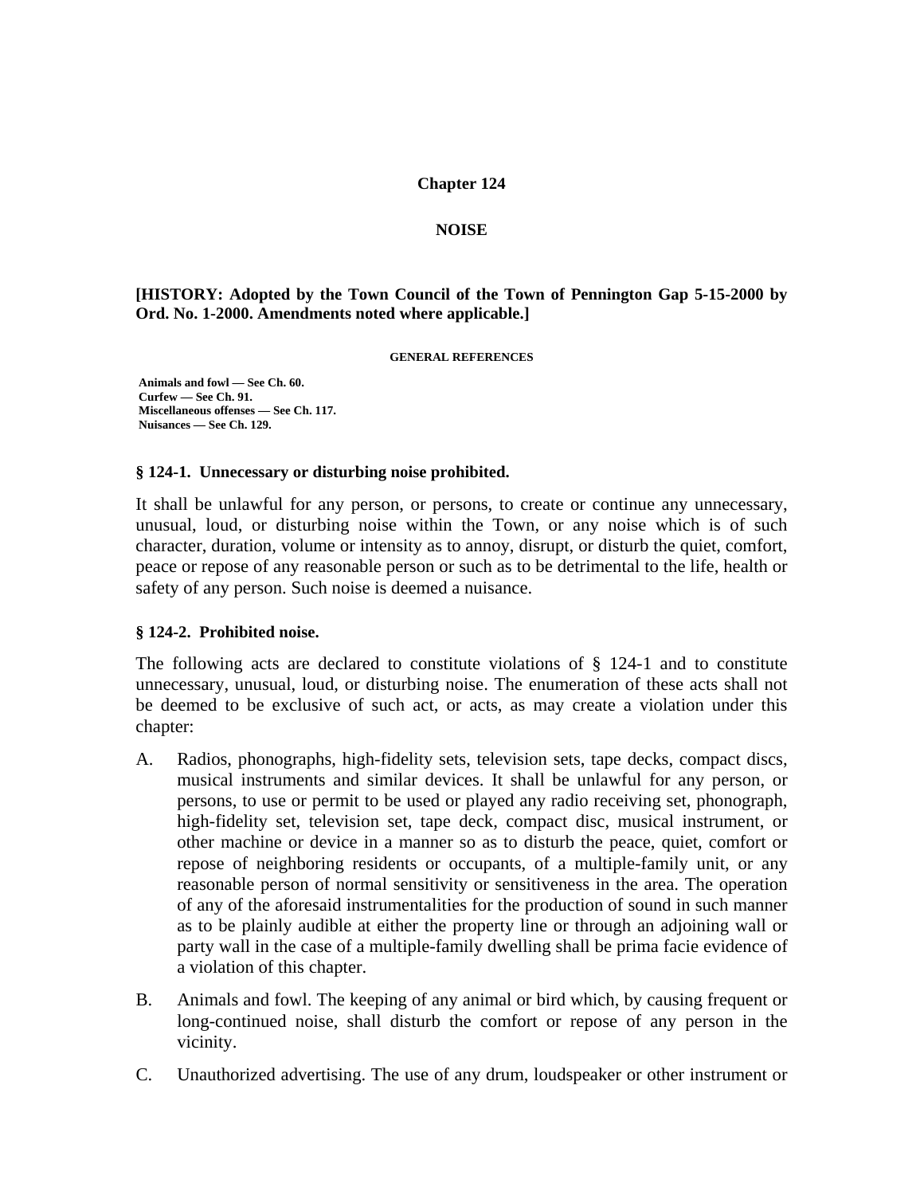# Chapter 124

# NOISE

**[HISTORY: Adopted by the Town Council of the Town of Pennington Gap 5-15-2000 by Ord. No. 1-2000. Amendments noted where applicable.]**

**GENERAL REFERENCES**

**Animals and fowl — See Ch. 60.**
**Curfew — See Ch. 91.**
**Miscellaneous offenses — See Ch. 117.**
**Nuisances — See Ch. 129.**

### § 124-1. Unnecessary or disturbing noise prohibited.

It shall be unlawful for any person, or persons, to create or continue any unnecessary, unusual, loud, or disturbing noise within the Town, or any noise which is of such character, duration, volume or intensity as to annoy, disrupt, or disturb the quiet, comfort, peace or repose of any reasonable person or such as to be detrimental to the life, health or safety of any person. Such noise is deemed a nuisance.

### § 124-2. Prohibited noise.

The following acts are declared to constitute violations of § 124-1 and to constitute unnecessary, unusual, loud, or disturbing noise. The enumeration of these acts shall not be deemed to be exclusive of such act, or acts, as may create a violation under this chapter:

A. Radios, phonographs, high-fidelity sets, television sets, tape decks, compact discs, musical instruments and similar devices. It shall be unlawful for any person, or persons, to use or permit to be used or played any radio receiving set, phonograph, high-fidelity set, television set, tape deck, compact disc, musical instrument, or other machine or device in a manner so as to disturb the peace, quiet, comfort or repose of neighboring residents or occupants, of a multiple-family unit, or any reasonable person of normal sensitivity or sensitiveness in the area. The operation of any of the aforesaid instrumentalities for the production of sound in such manner as to be plainly audible at either the property line or through an adjoining wall or party wall in the case of a multiple-family dwelling shall be prima facie evidence of a violation of this chapter.

B. Animals and fowl. The keeping of any animal or bird which, by causing frequent or long-continued noise, shall disturb the comfort or repose of any person in the vicinity.

C. Unauthorized advertising. The use of any drum, loudspeaker or other instrument or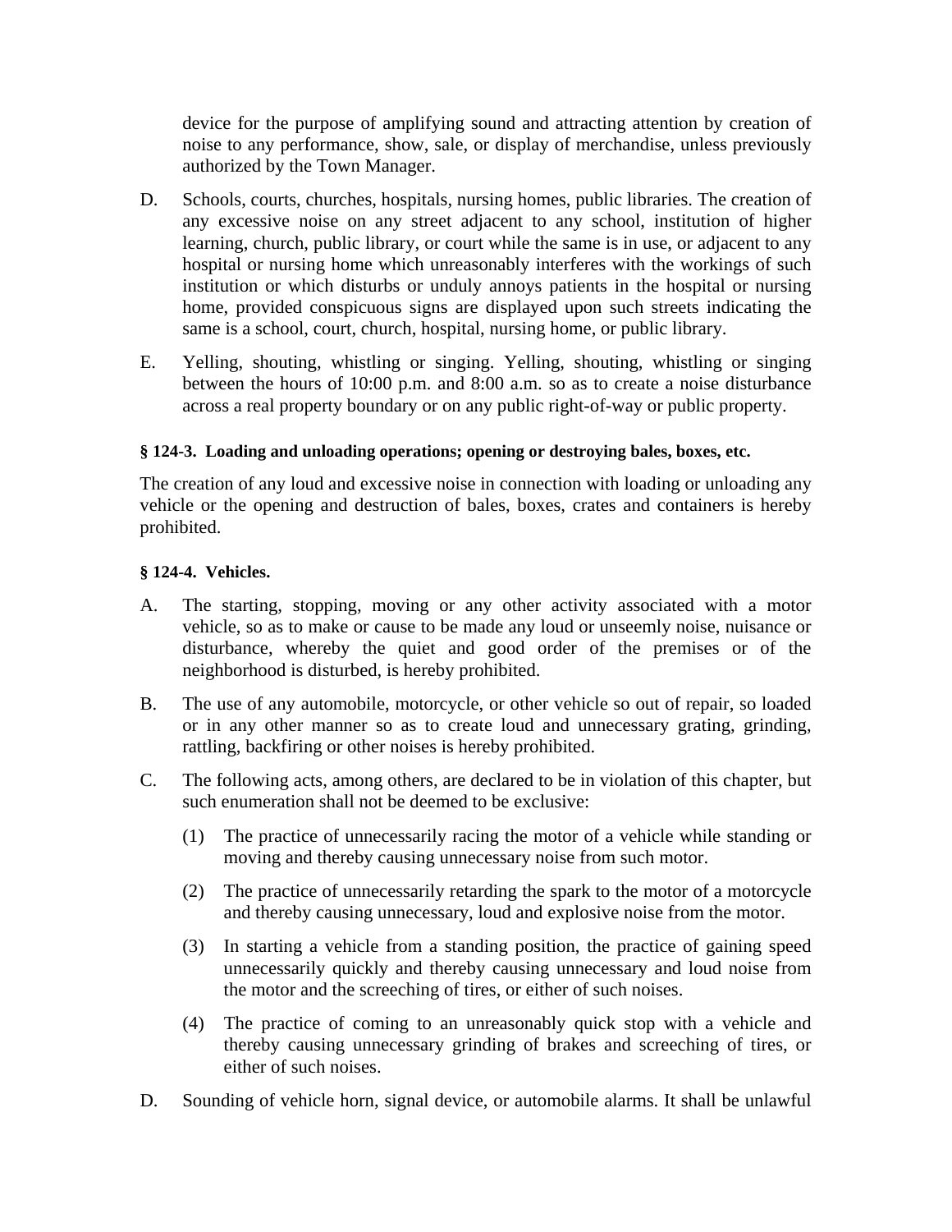device for the purpose of amplifying sound and attracting attention by creation of noise to any performance, show, sale, or display of merchandise, unless previously authorized by the Town Manager.

D. Schools, courts, churches, hospitals, nursing homes, public libraries. The creation of any excessive noise on any street adjacent to any school, institution of higher learning, church, public library, or court while the same is in use, or adjacent to any hospital or nursing home which unreasonably interferes with the workings of such institution or which disturbs or unduly annoys patients in the hospital or nursing home, provided conspicuous signs are displayed upon such streets indicating the same is a school, court, church, hospital, nursing home, or public library.

E. Yelling, shouting, whistling or singing. Yelling, shouting, whistling or singing between the hours of 10:00 p.m. and 8:00 a.m. so as to create a noise disturbance across a real property boundary or on any public right-of-way or public property.

#### § 124-3. Loading and unloading operations; opening or destroying bales, boxes, etc.

The creation of any loud and excessive noise in connection with loading or unloading any vehicle or the opening and destruction of bales, boxes, crates and containers is hereby prohibited.

#### § 124-4. Vehicles.

A. The starting, stopping, moving or any other activity associated with a motor vehicle, so as to make or cause to be made any loud or unseemly noise, nuisance or disturbance, whereby the quiet and good order of the premises or of the neighborhood is disturbed, is hereby prohibited.

B. The use of any automobile, motorcycle, or other vehicle so out of repair, so loaded or in any other manner so as to create loud and unnecessary grating, grinding, rattling, backfiring or other noises is hereby prohibited.

C. The following acts, among others, are declared to be in violation of this chapter, but such enumeration shall not be deemed to be exclusive:

   (1) The practice of unnecessarily racing the motor of a vehicle while standing or moving and thereby causing unnecessary noise from such motor.

   (2) The practice of unnecessarily retarding the spark to the motor of a motorcycle and thereby causing unnecessary, loud and explosive noise from the motor.

   (3) In starting a vehicle from a standing position, the practice of gaining speed unnecessarily quickly and thereby causing unnecessary and loud noise from the motor and the screeching of tires, or either of such noises.

   (4) The practice of coming to an unreasonably quick stop with a vehicle and thereby causing unnecessary grinding of brakes and screeching of tires, or either of such noises.

D. Sounding of vehicle horn, signal device, or automobile alarms. It shall be unlawful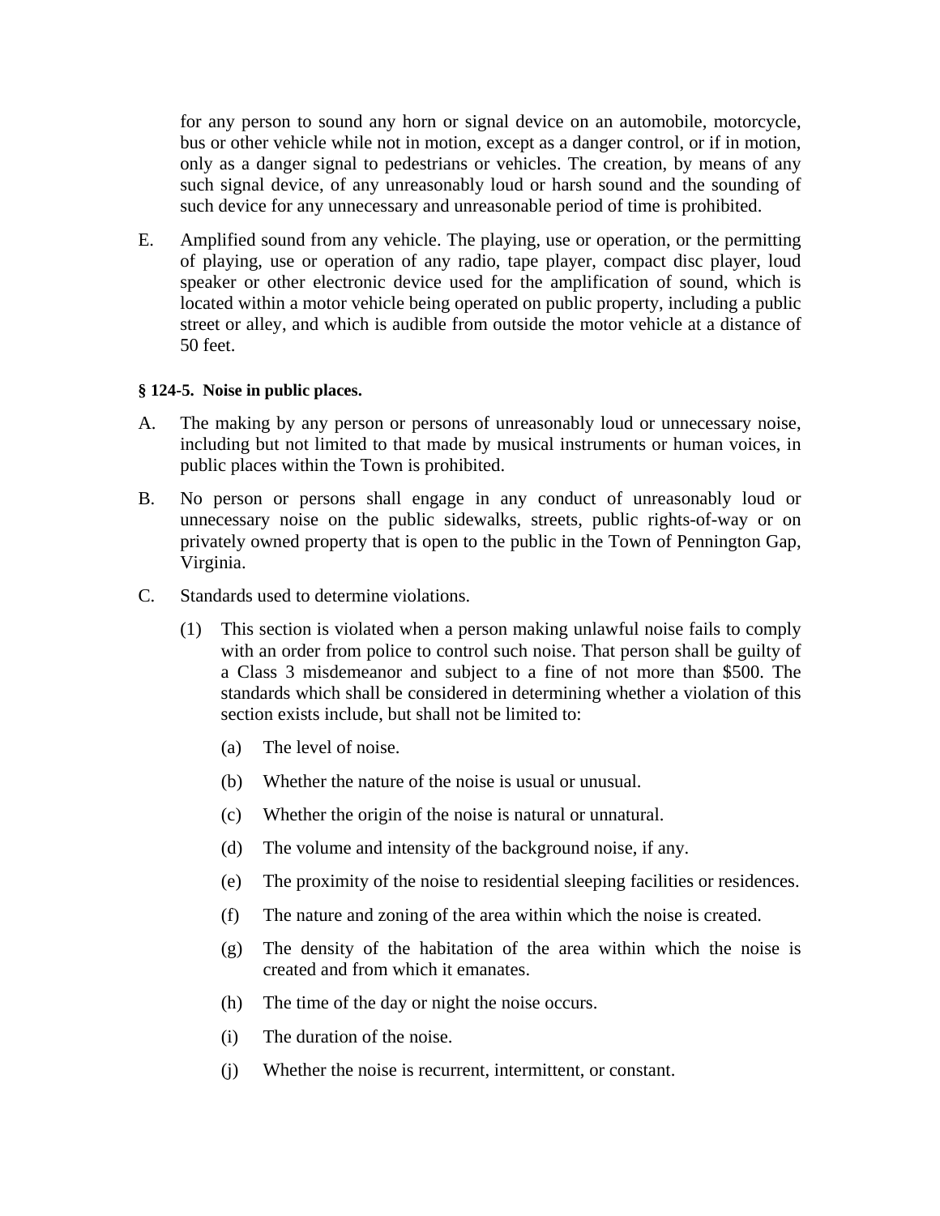for any person to sound any horn or signal device on an automobile, motorcycle, bus or other vehicle while not in motion, except as a danger control, or if in motion, only as a danger signal to pedestrians or vehicles. The creation, by means of any such signal device, of any unreasonably loud or harsh sound and the sounding of such device for any unnecessary and unreasonable period of time is prohibited.

E. Amplified sound from any vehicle. The playing, use or operation, or the permitting of playing, use or operation of any radio, tape player, compact disc player, loud speaker or other electronic device used for the amplification of sound, which is located within a motor vehicle being operated on public property, including a public street or alley, and which is audible from outside the motor vehicle at a distance of 50 feet.

**§ 124-5. Noise in public places.**

A. The making by any person or persons of unreasonably loud or unnecessary noise, including but not limited to that made by musical instruments or human voices, in public places within the Town is prohibited.

B. No person or persons shall engage in any conduct of unreasonably loud or unnecessary noise on the public sidewalks, streets, public rights-of-way or on privately owned property that is open to the public in the Town of Pennington Gap, Virginia.

C. Standards used to determine violations.

   (1) This section is violated when a person making unlawful noise fails to comply with an order from police to control such noise. That person shall be guilty of a Class 3 misdemeanor and subject to a fine of not more than $500. The standards which shall be considered in determining whether a violation of this section exists include, but shall not be limited to:

      (a) The level of noise.

      (b) Whether the nature of the noise is usual or unusual.

      (c) Whether the origin of the noise is natural or unnatural.

      (d) The volume and intensity of the background noise, if any.

      (e) The proximity of the noise to residential sleeping facilities or residences.

      (f) The nature and zoning of the area within which the noise is created.

      (g) The density of the habitation of the area within which the noise is created and from which it emanates.

      (h) The time of the day or night the noise occurs.

      (i) The duration of the noise.

      (j) Whether the noise is recurrent, intermittent, or constant.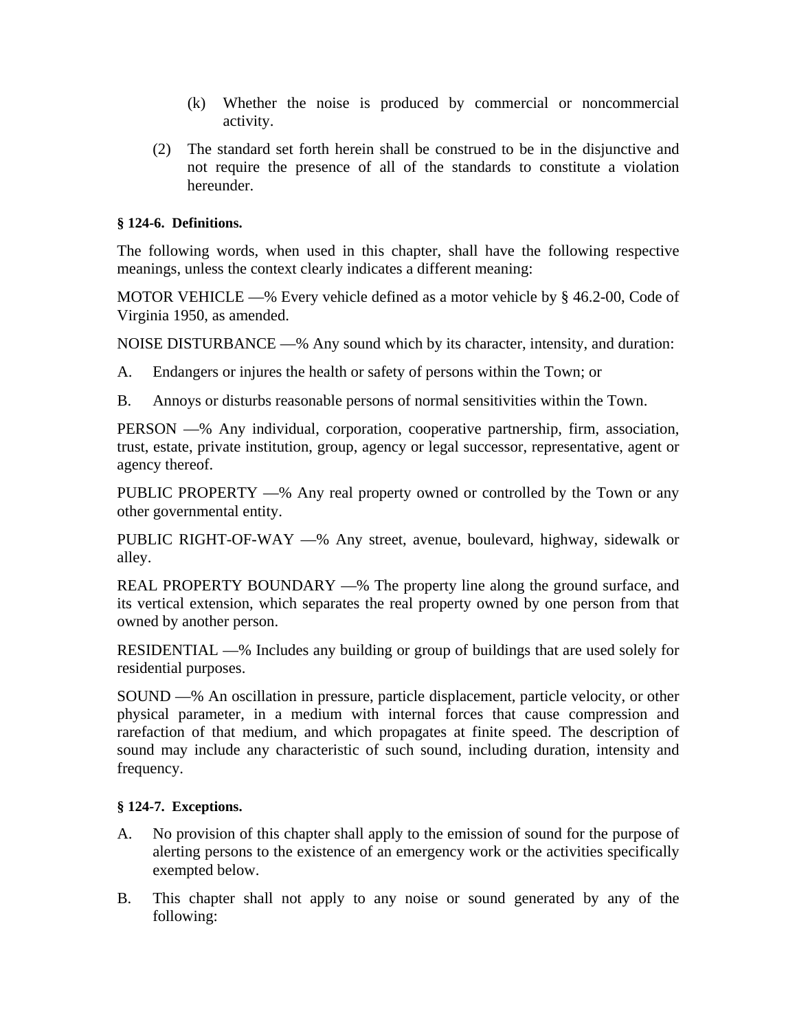(k) Whether the noise is produced by commercial or noncommercial activity.

(2) The standard set forth herein shall be construed to be in the disjunctive and not require the presence of all of the standards to constitute a violation hereunder.

**§ 124-6. Definitions.**

The following words, when used in this chapter, shall have the following respective meanings, unless the context clearly indicates a different meaning:

MOTOR VEHICLE —% Every vehicle defined as a motor vehicle by § 46.2-00, Code of Virginia 1950, as amended.

NOISE DISTURBANCE —% Any sound which by its character, intensity, and duration:

A. Endangers or injures the health or safety of persons within the Town; or

B. Annoys or disturbs reasonable persons of normal sensitivities within the Town.

PERSON —% Any individual, corporation, cooperative partnership, firm, association, trust, estate, private institution, group, agency or legal successor, representative, agent or agency thereof.

PUBLIC PROPERTY —% Any real property owned or controlled by the Town or any other governmental entity.

PUBLIC RIGHT-OF-WAY —% Any street, avenue, boulevard, highway, sidewalk or alley.

REAL PROPERTY BOUNDARY —% The property line along the ground surface, and its vertical extension, which separates the real property owned by one person from that owned by another person.

RESIDENTIAL —% Includes any building or group of buildings that are used solely for residential purposes.

SOUND —% An oscillation in pressure, particle displacement, particle velocity, or other physical parameter, in a medium with internal forces that cause compression and rarefaction of that medium, and which propagates at finite speed. The description of sound may include any characteristic of such sound, including duration, intensity and frequency.

**§ 124-7. Exceptions.**

A. No provision of this chapter shall apply to the emission of sound for the purpose of alerting persons to the existence of an emergency work or the activities specifically exempted below.

B. This chapter shall not apply to any noise or sound generated by any of the following: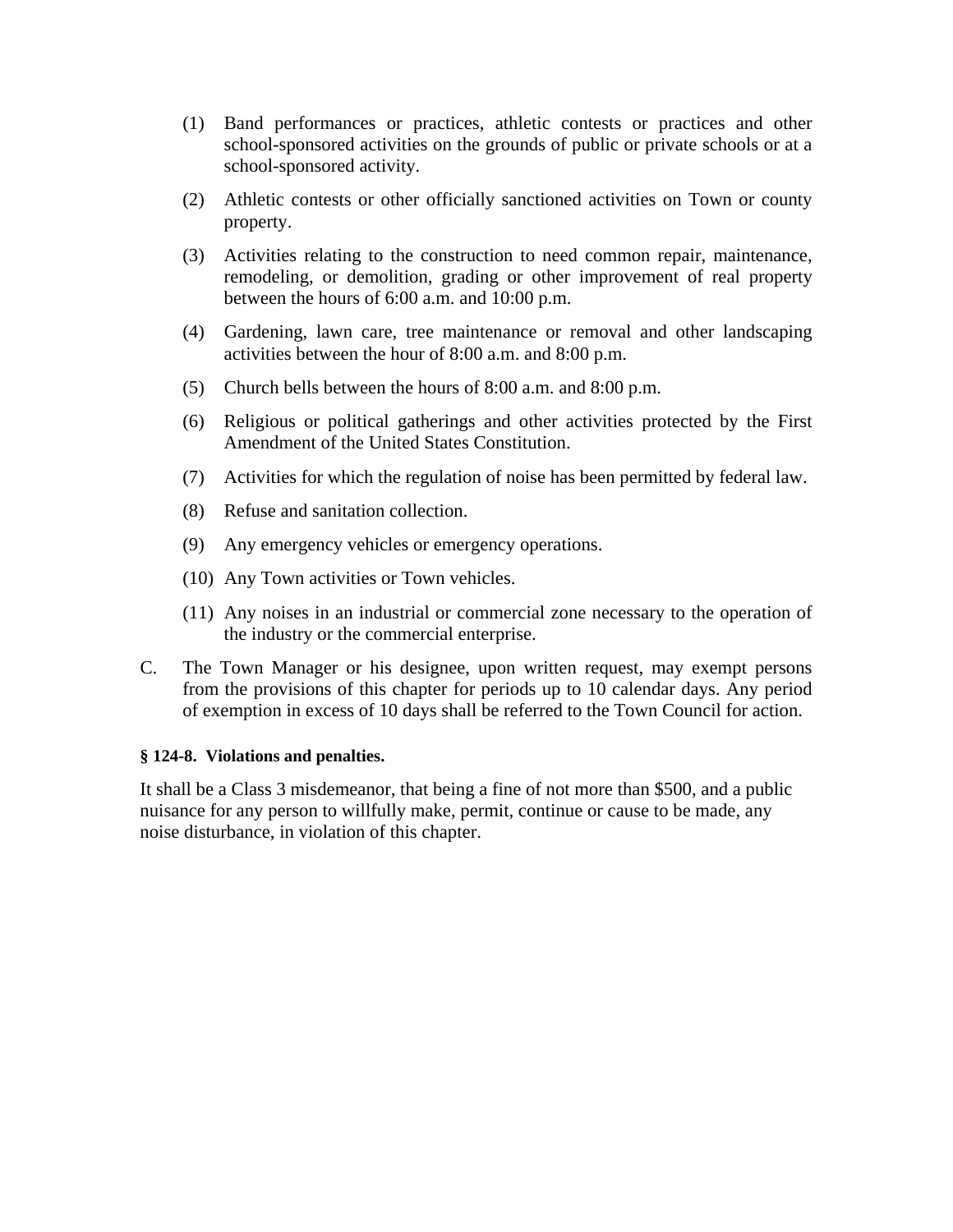(1) Band performances or practices, athletic contests or practices and other school-sponsored activities on the grounds of public or private schools or at a school-sponsored activity.

(2) Athletic contests or other officially sanctioned activities on Town or county property.

(3) Activities relating to the construction to need common repair, maintenance, remodeling, or demolition, grading or other improvement of real property between the hours of 6:00 a.m. and 10:00 p.m.

(4) Gardening, lawn care, tree maintenance or removal and other landscaping activities between the hour of 8:00 a.m. and 8:00 p.m.

(5) Church bells between the hours of 8:00 a.m. and 8:00 p.m.

(6) Religious or political gatherings and other activities protected by the First Amendment of the United States Constitution.

(7) Activities for which the regulation of noise has been permitted by federal law.

(8) Refuse and sanitation collection.

(9) Any emergency vehicles or emergency operations.

(10) Any Town activities or Town vehicles.

(11) Any noises in an industrial or commercial zone necessary to the operation of the industry or the commercial enterprise.

C. The Town Manager or his designee, upon written request, may exempt persons from the provisions of this chapter for periods up to 10 calendar days. Any period of exemption in excess of 10 days shall be referred to the Town Council for action.

**§ 124-8. Violations and penalties.**

It shall be a Class 3 misdemeanor, that being a fine of not more than $500, and a public nuisance for any person to willfully make, permit, continue or cause to be made, any noise disturbance, in violation of this chapter.